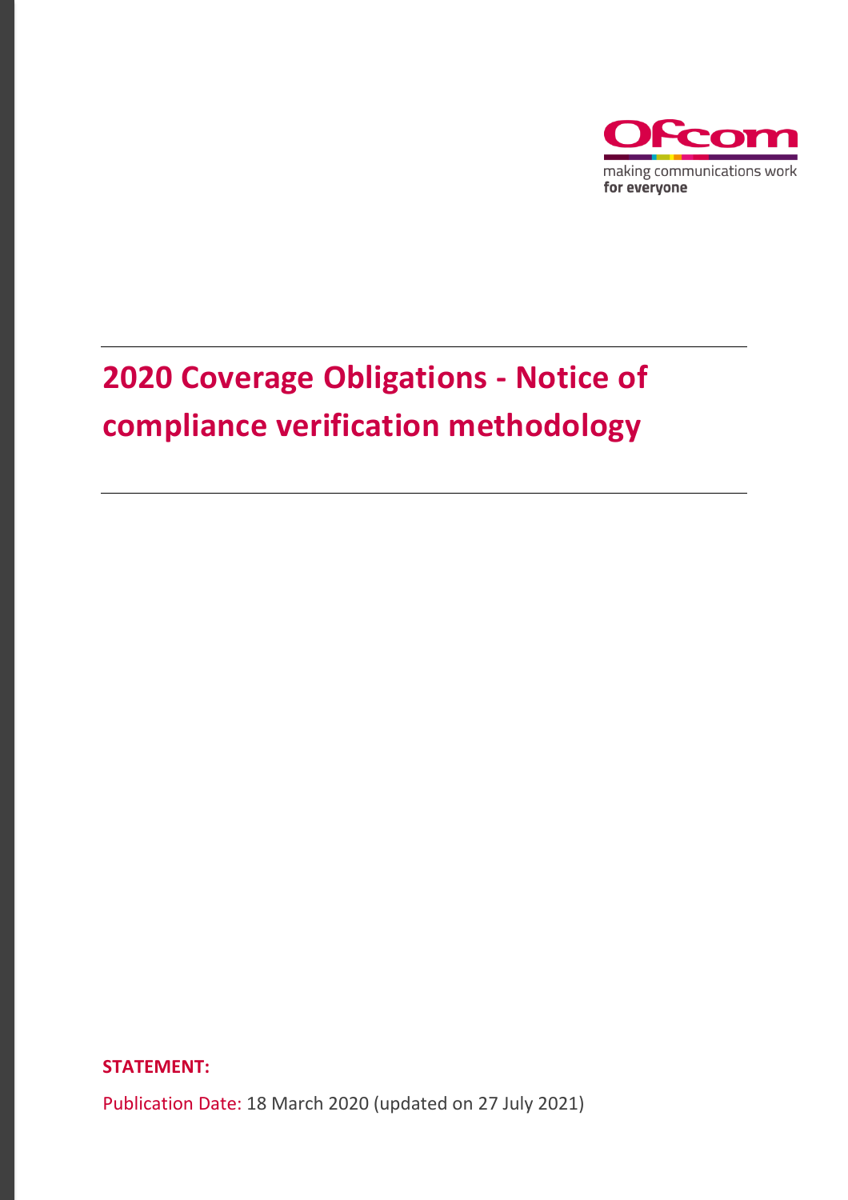Ofcom

making communications work
for everyone

# 2020 Coverage Obligations - Notice of compliance verification methodology

**STATEMENT:**

Publication Date: 18 March 2020 (updated on 27 July 2021)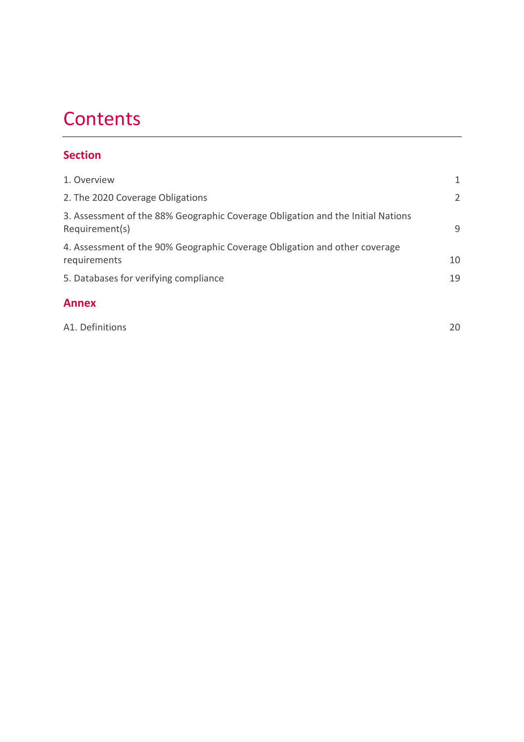# Contents

## Section

1. Overview 1

2. The 2020 Coverage Obligations 2

3. Assessment of the 88% Geographic Coverage Obligation and the Initial Nations Requirement(s) 9

4. Assessment of the 90% Geographic Coverage Obligation and other coverage requirements 10

5. Databases for verifying compliance 19

## Annex

A1. Definitions 20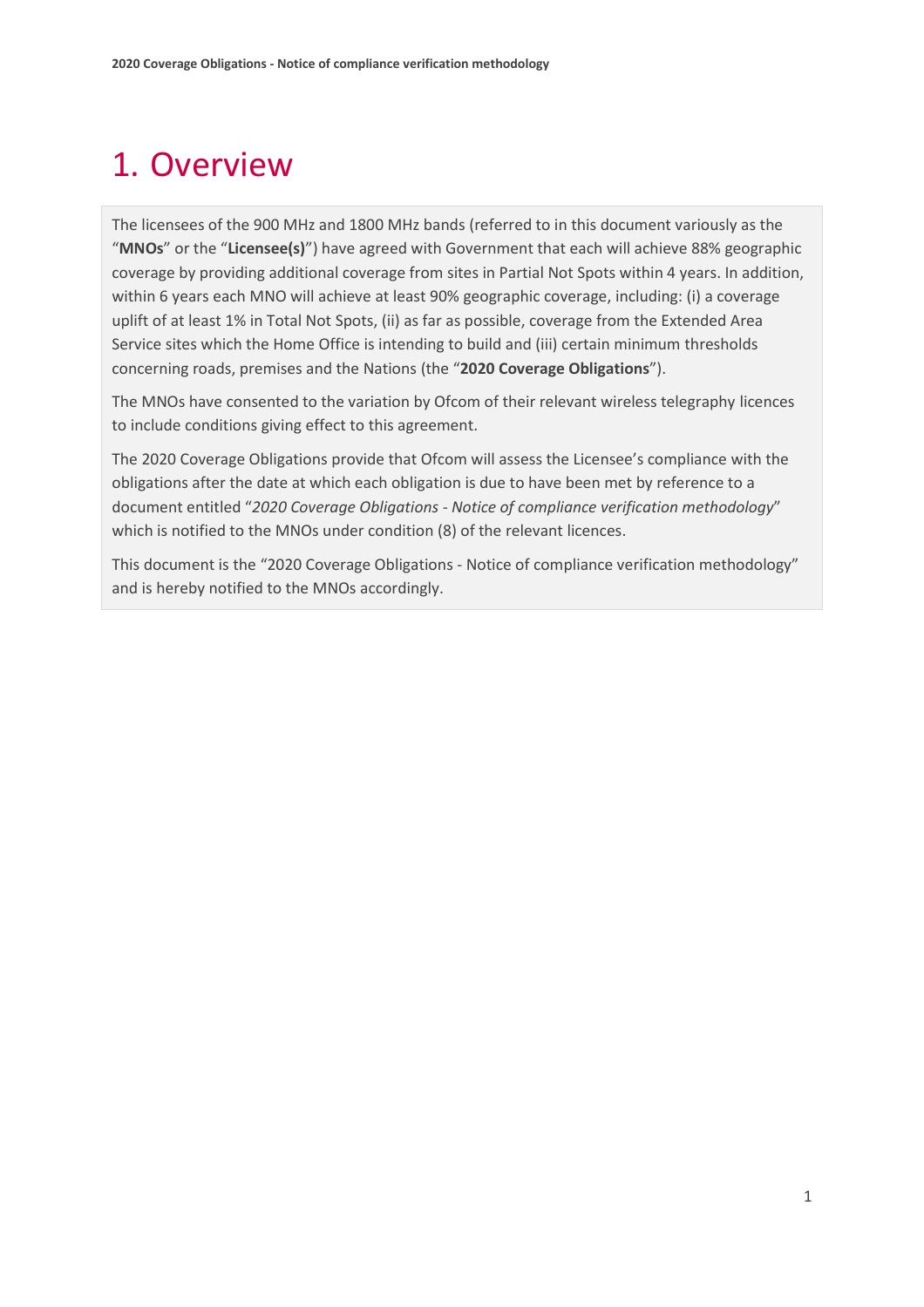# 1. Overview

The licensees of the 900 MHz and 1800 MHz bands (referred to in this document variously as the "**MNOs**" or the "**Licensee(s)**") have agreed with Government that each will achieve 88% geographic coverage by providing additional coverage from sites in Partial Not Spots within 4 years. In addition, within 6 years each MNO will achieve at least 90% geographic coverage, including: (i) a coverage uplift of at least 1% in Total Not Spots, (ii) as far as possible, coverage from the Extended Area Service sites which the Home Office is intending to build and (iii) certain minimum thresholds concerning roads, premises and the Nations (the "**2020 Coverage Obligations**").

The MNOs have consented to the variation by Ofcom of their relevant wireless telegraphy licences to include conditions giving effect to this agreement.

The 2020 Coverage Obligations provide that Ofcom will assess the Licensee's compliance with the obligations after the date at which each obligation is due to have been met by reference to a document entitled "*2020 Coverage Obligations - Notice of compliance verification methodology*" which is notified to the MNOs under condition (8) of the relevant licences.

This document is the "2020 Coverage Obligations - Notice of compliance verification methodology" and is hereby notified to the MNOs accordingly.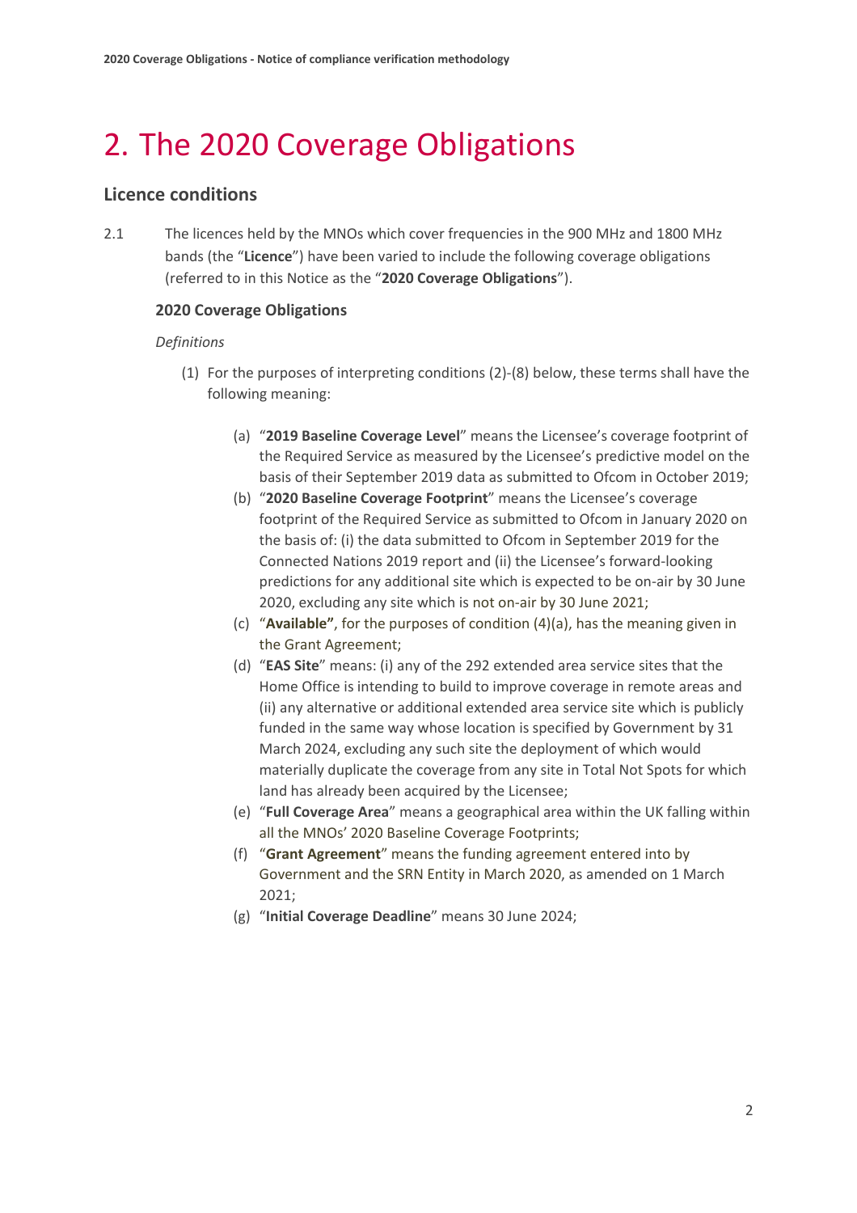# 2. The 2020 Coverage Obligations

## Licence conditions

2.1 The licences held by the MNOs which cover frequencies in the 900 MHz and 1800 MHz bands (the "**Licence**") have been varied to include the following coverage obligations (referred to in this Notice as the "**2020 Coverage Obligations**").

### 2020 Coverage Obligations

*Definitions*

(1) For the purposes of interpreting conditions (2)-(8) below, these terms shall have the following meaning:

(a) "**2019 Baseline Coverage Level**" means the Licensee's coverage footprint of the Required Service as measured by the Licensee's predictive model on the basis of their September 2019 data as submitted to Ofcom in October 2019;

(b) "**2020 Baseline Coverage Footprint**" means the Licensee's coverage footprint of the Required Service as submitted to Ofcom in January 2020 on the basis of: (i) the data submitted to Ofcom in September 2019 for the Connected Nations 2019 report and (ii) the Licensee's forward-looking predictions for any additional site which is expected to be on-air by 30 June 2020, excluding any site which is not on-air by 30 June 2021;

(c) "**Available"**, for the purposes of condition (4)(a), has the meaning given in the Grant Agreement;

(d) "**EAS Site**" means: (i) any of the 292 extended area service sites that the Home Office is intending to build to improve coverage in remote areas and (ii) any alternative or additional extended area service site which is publicly funded in the same way whose location is specified by Government by 31 March 2024, excluding any such site the deployment of which would materially duplicate the coverage from any site in Total Not Spots for which land has already been acquired by the Licensee;

(e) "**Full Coverage Area**" means a geographical area within the UK falling within all the MNOs' 2020 Baseline Coverage Footprints;

(f) "**Grant Agreement**" means the funding agreement entered into by Government and the SRN Entity in March 2020, as amended on 1 March 2021;

(g) "**Initial Coverage Deadline**" means 30 June 2024;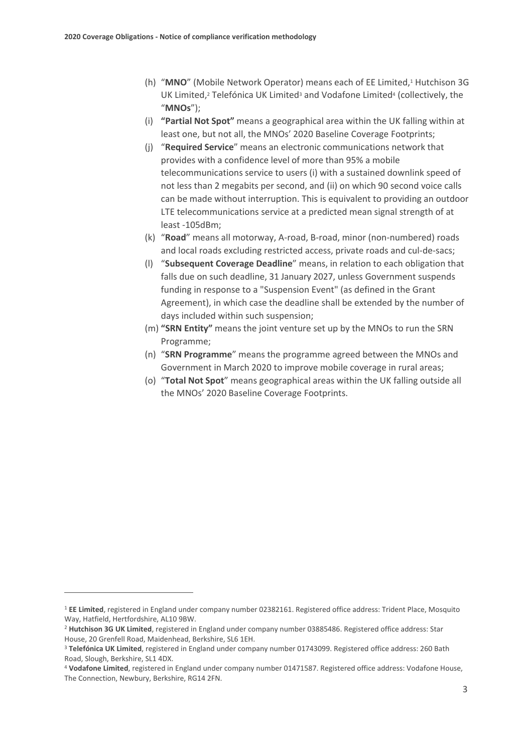(h) "**MNO**" (Mobile Network Operator) means each of EE Limited,[1] Hutchison 3G UK Limited,[2] Telefónica UK Limited[3] and Vodafone Limited[4] (collectively, the "**MNOs**");

(i) **"Partial Not Spot"** means a geographical area within the UK falling within at least one, but not all, the MNOs' 2020 Baseline Coverage Footprints;

(j) "**Required Service**" means an electronic communications network that provides with a confidence level of more than 95% a mobile telecommunications service to users (i) with a sustained downlink speed of not less than 2 megabits per second, and (ii) on which 90 second voice calls can be made without interruption. This is equivalent to providing an outdoor LTE telecommunications service at a predicted mean signal strength of at least -105dBm;

(k) "**Road**" means all motorway, A-road, B-road, minor (non-numbered) roads and local roads excluding restricted access, private roads and cul-de-sacs;

(l) "**Subsequent Coverage Deadline**" means, in relation to each obligation that falls due on such deadline, 31 January 2027, unless Government suspends funding in response to a "Suspension Event" (as defined in the Grant Agreement), in which case the deadline shall be extended by the number of days included within such suspension;

(m) **"SRN Entity"** means the joint venture set up by the MNOs to run the SRN Programme;

(n) "**SRN Programme**" means the programme agreed between the MNOs and Government in March 2020 to improve mobile coverage in rural areas;

(o) "**Total Not Spot**" means geographical areas within the UK falling outside all the MNOs' 2020 Baseline Coverage Footprints.

---

[1] **EE Limited**, registered in England under company number 02382161. Registered office address: Trident Place, Mosquito Way, Hatfield, Hertfordshire, AL10 9BW.

[2] **Hutchison 3G UK Limited**, registered in England under company number 03885486. Registered office address: Star House, 20 Grenfell Road, Maidenhead, Berkshire, SL6 1EH.

[3] **Telefónica UK Limited**, registered in England under company number 01743099. Registered office address: 260 Bath Road, Slough, Berkshire, SL1 4DX.

[4] **Vodafone Limited**, registered in England under company number 01471587. Registered office address: Vodafone House, The Connection, Newbury, Berkshire, RG14 2FN.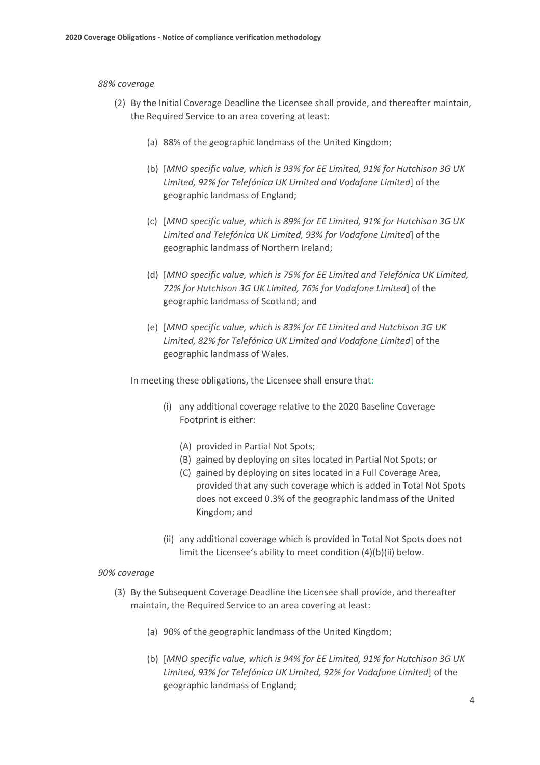*88% coverage*

(2) By the Initial Coverage Deadline the Licensee shall provide, and thereafter maintain, the Required Service to an area covering at least:

   (a) 88% of the geographic landmass of the United Kingdom;

   (b) [*MNO specific value, which is 93% for EE Limited, 91% for Hutchison 3G UK Limited, 92% for Telefónica UK Limited and Vodafone Limited*] of the geographic landmass of England;

   (c) [*MNO specific value, which is 89% for EE Limited, 91% for Hutchison 3G UK Limited and Telefónica UK Limited, 93% for Vodafone Limited*] of the geographic landmass of Northern Ireland;

   (d) [*MNO specific value, which is 75% for EE Limited and Telefónica UK Limited, 72% for Hutchison 3G UK Limited, 76% for Vodafone Limited*] of the geographic landmass of Scotland; and

   (e) [*MNO specific value, which is 83% for EE Limited and Hutchison 3G UK Limited, 82% for Telefónica UK Limited and Vodafone Limited*] of the geographic landmass of Wales.

In meeting these obligations, the Licensee shall ensure that:

   (i) any additional coverage relative to the 2020 Baseline Coverage Footprint is either:

      (A) provided in Partial Not Spots;
      (B) gained by deploying on sites located in Partial Not Spots; or
      (C) gained by deploying on sites located in a Full Coverage Area, provided that any such coverage which is added in Total Not Spots does not exceed 0.3% of the geographic landmass of the United Kingdom; and

   (ii) any additional coverage which is provided in Total Not Spots does not limit the Licensee's ability to meet condition (4)(b)(ii) below.

*90% coverage*

(3) By the Subsequent Coverage Deadline the Licensee shall provide, and thereafter maintain, the Required Service to an area covering at least:

   (a) 90% of the geographic landmass of the United Kingdom;

   (b) [*MNO specific value, which is 94% for EE Limited, 91% for Hutchison 3G UK Limited, 93% for Telefónica UK Limited, 92% for Vodafone Limited*] of the geographic landmass of England;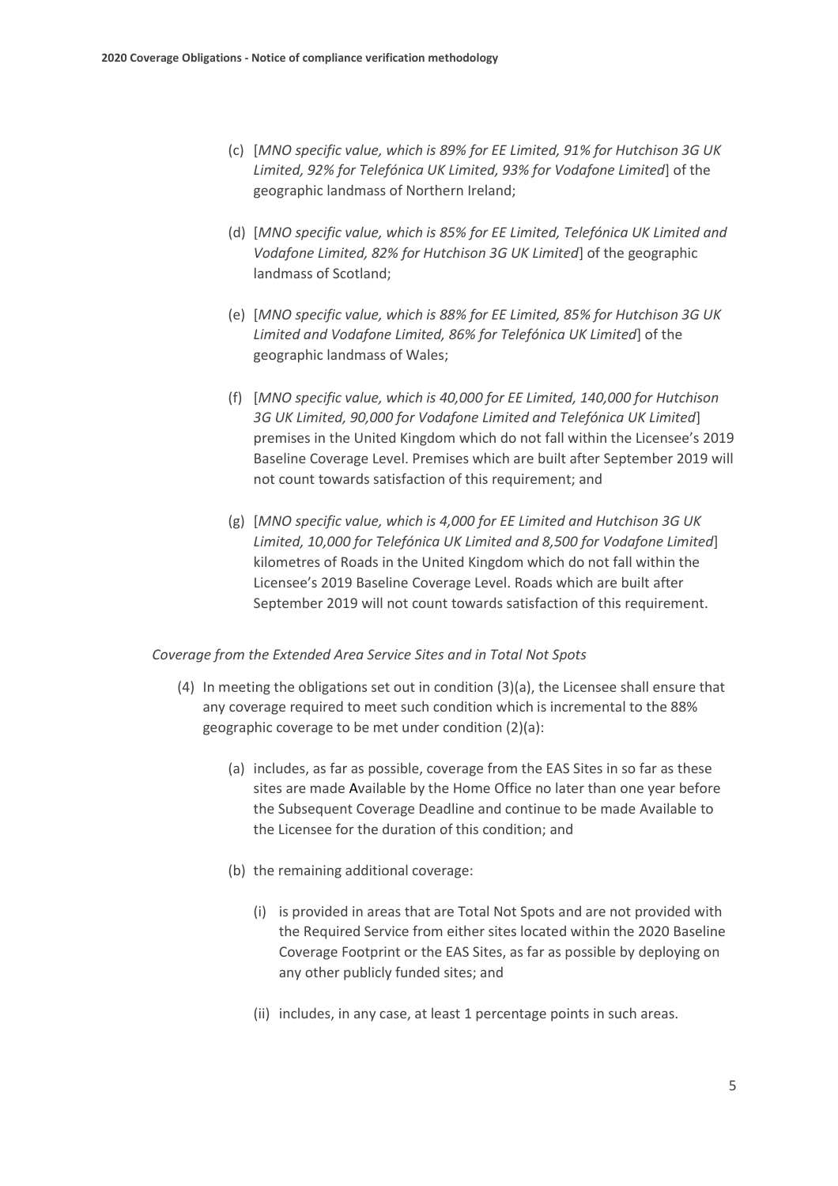(c) [*MNO specific value, which is 89% for EE Limited, 91% for Hutchison 3G UK Limited, 92% for Telefónica UK Limited, 93% for Vodafone Limited*] of the geographic landmass of Northern Ireland;

(d) [*MNO specific value, which is 85% for EE Limited, Telefónica UK Limited and Vodafone Limited, 82% for Hutchison 3G UK Limited*] of the geographic landmass of Scotland;

(e) [*MNO specific value, which is 88% for EE Limited, 85% for Hutchison 3G UK Limited and Vodafone Limited, 86% for Telefónica UK Limited*] of the geographic landmass of Wales;

(f) [*MNO specific value, which is 40,000 for EE Limited, 140,000 for Hutchison 3G UK Limited, 90,000 for Vodafone Limited and Telefónica UK Limited*] premises in the United Kingdom which do not fall within the Licensee's 2019 Baseline Coverage Level. Premises which are built after September 2019 will not count towards satisfaction of this requirement; and

(g) [*MNO specific value, which is 4,000 for EE Limited and Hutchison 3G UK Limited, 10,000 for Telefónica UK Limited and 8,500 for Vodafone Limited*] kilometres of Roads in the United Kingdom which do not fall within the Licensee's 2019 Baseline Coverage Level. Roads which are built after September 2019 will not count towards satisfaction of this requirement.

*Coverage from the Extended Area Service Sites and in Total Not Spots*

(4) In meeting the obligations set out in condition (3)(a), the Licensee shall ensure that any coverage required to meet such condition which is incremental to the 88% geographic coverage to be met under condition (2)(a):

(a) includes, as far as possible, coverage from the EAS Sites in so far as these sites are made Available by the Home Office no later than one year before the Subsequent Coverage Deadline and continue to be made Available to the Licensee for the duration of this condition; and

(b) the remaining additional coverage:

(i) is provided in areas that are Total Not Spots and are not provided with the Required Service from either sites located within the 2020 Baseline Coverage Footprint or the EAS Sites, as far as possible by deploying on any other publicly funded sites; and

(ii) includes, in any case, at least 1 percentage points in such areas.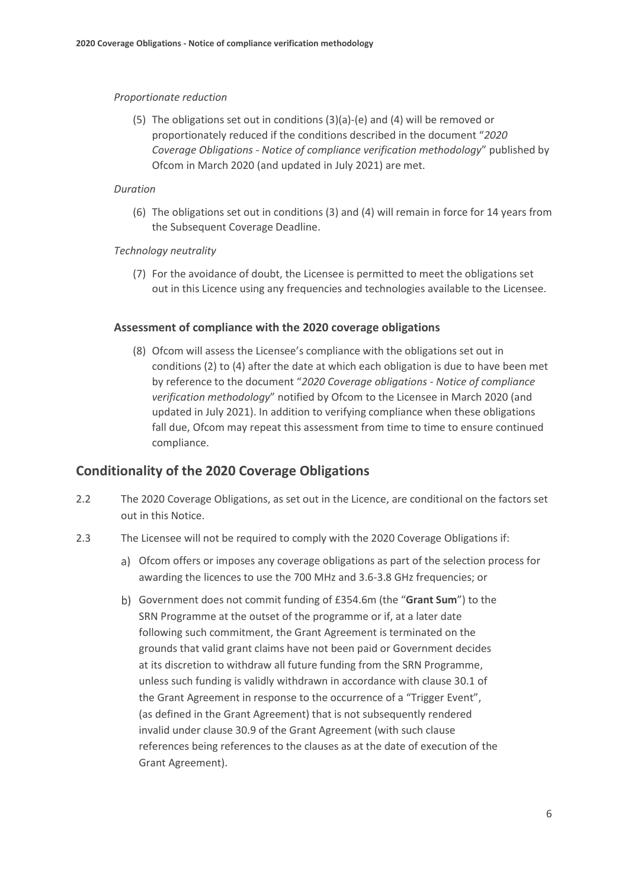*Proportionate reduction*

(5) The obligations set out in conditions (3)(a)-(e) and (4) will be removed or proportionately reduced if the conditions described in the document "*2020 Coverage Obligations - Notice of compliance verification methodology*" published by Ofcom in March 2020 (and updated in July 2021) are met.

*Duration*

(6) The obligations set out in conditions (3) and (4) will remain in force for 14 years from the Subsequent Coverage Deadline.

*Technology neutrality*

(7) For the avoidance of doubt, the Licensee is permitted to meet the obligations set out in this Licence using any frequencies and technologies available to the Licensee.

### Assessment of compliance with the 2020 coverage obligations

(8) Ofcom will assess the Licensee's compliance with the obligations set out in conditions (2) to (4) after the date at which each obligation is due to have been met by reference to the document "*2020 Coverage obligations - Notice of compliance verification methodology*" notified by Ofcom to the Licensee in March 2020 (and updated in July 2021). In addition to verifying compliance when these obligations fall due, Ofcom may repeat this assessment from time to time to ensure continued compliance.

## Conditionality of the 2020 Coverage Obligations

2.2 The 2020 Coverage Obligations, as set out in the Licence, are conditional on the factors set out in this Notice.

2.3 The Licensee will not be required to comply with the 2020 Coverage Obligations if:

a) Ofcom offers or imposes any coverage obligations as part of the selection process for awarding the licences to use the 700 MHz and 3.6-3.8 GHz frequencies; or

b) Government does not commit funding of £354.6m (the "**Grant Sum**") to the SRN Programme at the outset of the programme or if, at a later date following such commitment, the Grant Agreement is terminated on the grounds that valid grant claims have not been paid or Government decides at its discretion to withdraw all future funding from the SRN Programme, unless such funding is validly withdrawn in accordance with clause 30.1 of the Grant Agreement in response to the occurrence of a "Trigger Event", (as defined in the Grant Agreement) that is not subsequently rendered invalid under clause 30.9 of the Grant Agreement (with such clause references being references to the clauses as at the date of execution of the Grant Agreement).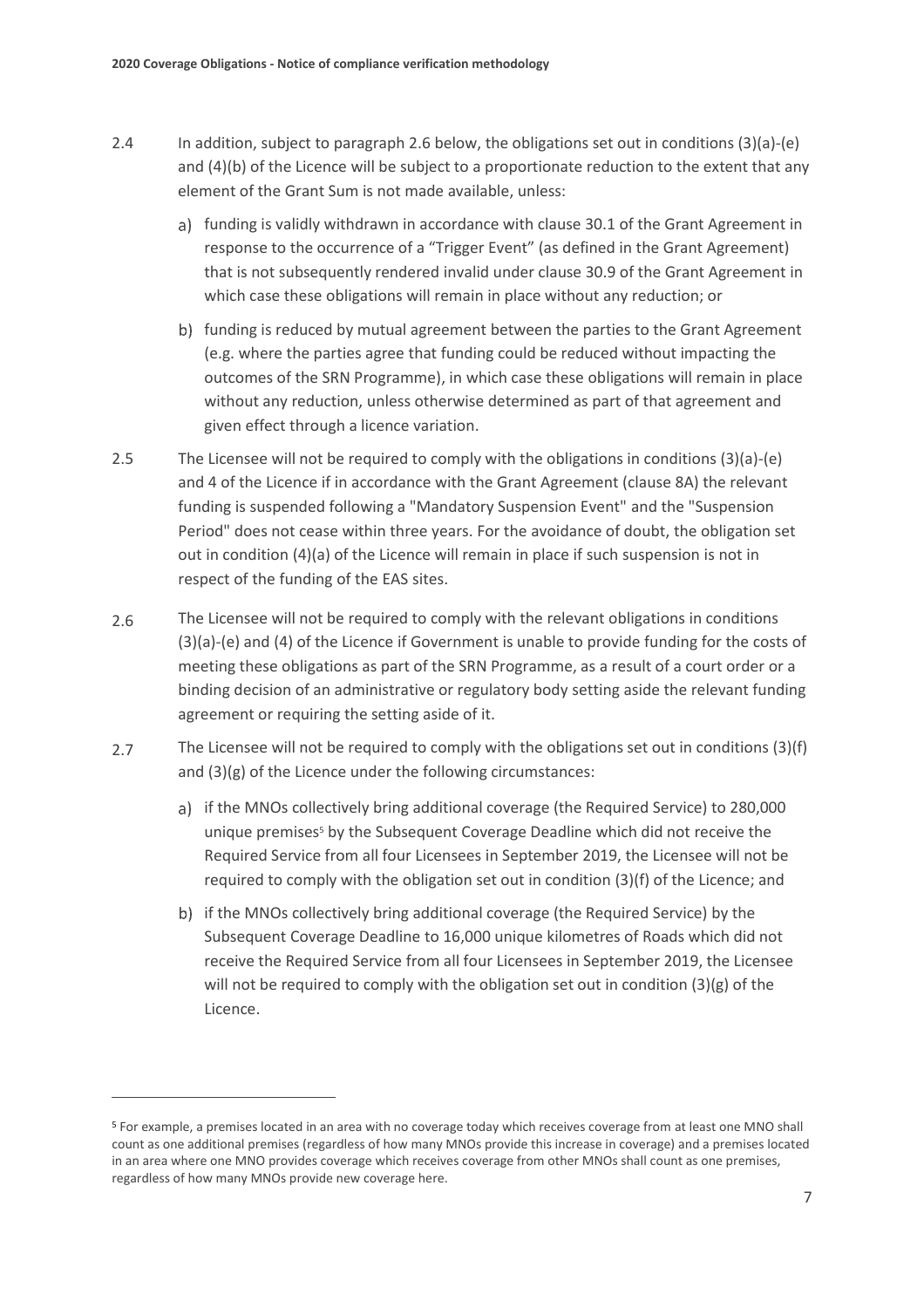2.4 In addition, subject to paragraph 2.6 below, the obligations set out in conditions (3)(a)-(e) and (4)(b) of the Licence will be subject to a proportionate reduction to the extent that any element of the Grant Sum is not made available, unless:

a) funding is validly withdrawn in accordance with clause 30.1 of the Grant Agreement in response to the occurrence of a “Trigger Event” (as defined in the Grant Agreement) that is not subsequently rendered invalid under clause 30.9 of the Grant Agreement in which case these obligations will remain in place without any reduction; or

b) funding is reduced by mutual agreement between the parties to the Grant Agreement (e.g. where the parties agree that funding could be reduced without impacting the outcomes of the SRN Programme), in which case these obligations will remain in place without any reduction, unless otherwise determined as part of that agreement and given effect through a licence variation.

2.5 The Licensee will not be required to comply with the obligations in conditions (3)(a)-(e) and 4 of the Licence if in accordance with the Grant Agreement (clause 8A) the relevant funding is suspended following a "Mandatory Suspension Event" and the "Suspension Period" does not cease within three years. For the avoidance of doubt, the obligation set out in condition (4)(a) of the Licence will remain in place if such suspension is not in respect of the funding of the EAS sites.

2.6 The Licensee will not be required to comply with the relevant obligations in conditions (3)(a)-(e) and (4) of the Licence if Government is unable to provide funding for the costs of meeting these obligations as part of the SRN Programme, as a result of a court order or a binding decision of an administrative or regulatory body setting aside the relevant funding agreement or requiring the setting aside of it.

2.7 The Licensee will not be required to comply with the obligations set out in conditions (3)(f) and (3)(g) of the Licence under the following circumstances:

a) if the MNOs collectively bring additional coverage (the Required Service) to 280,000 unique premises[5] by the Subsequent Coverage Deadline which did not receive the Required Service from all four Licensees in September 2019, the Licensee will not be required to comply with the obligation set out in condition (3)(f) of the Licence; and

b) if the MNOs collectively bring additional coverage (the Required Service) by the Subsequent Coverage Deadline to 16,000 unique kilometres of Roads which did not receive the Required Service from all four Licensees in September 2019, the Licensee will not be required to comply with the obligation set out in condition (3)(g) of the Licence.

[5] For example, a premises located in an area with no coverage today which receives coverage from at least one MNO shall count as one additional premises (regardless of how many MNOs provide this increase in coverage) and a premises located in an area where one MNO provides coverage which receives coverage from other MNOs shall count as one premises, regardless of how many MNOs provide new coverage here.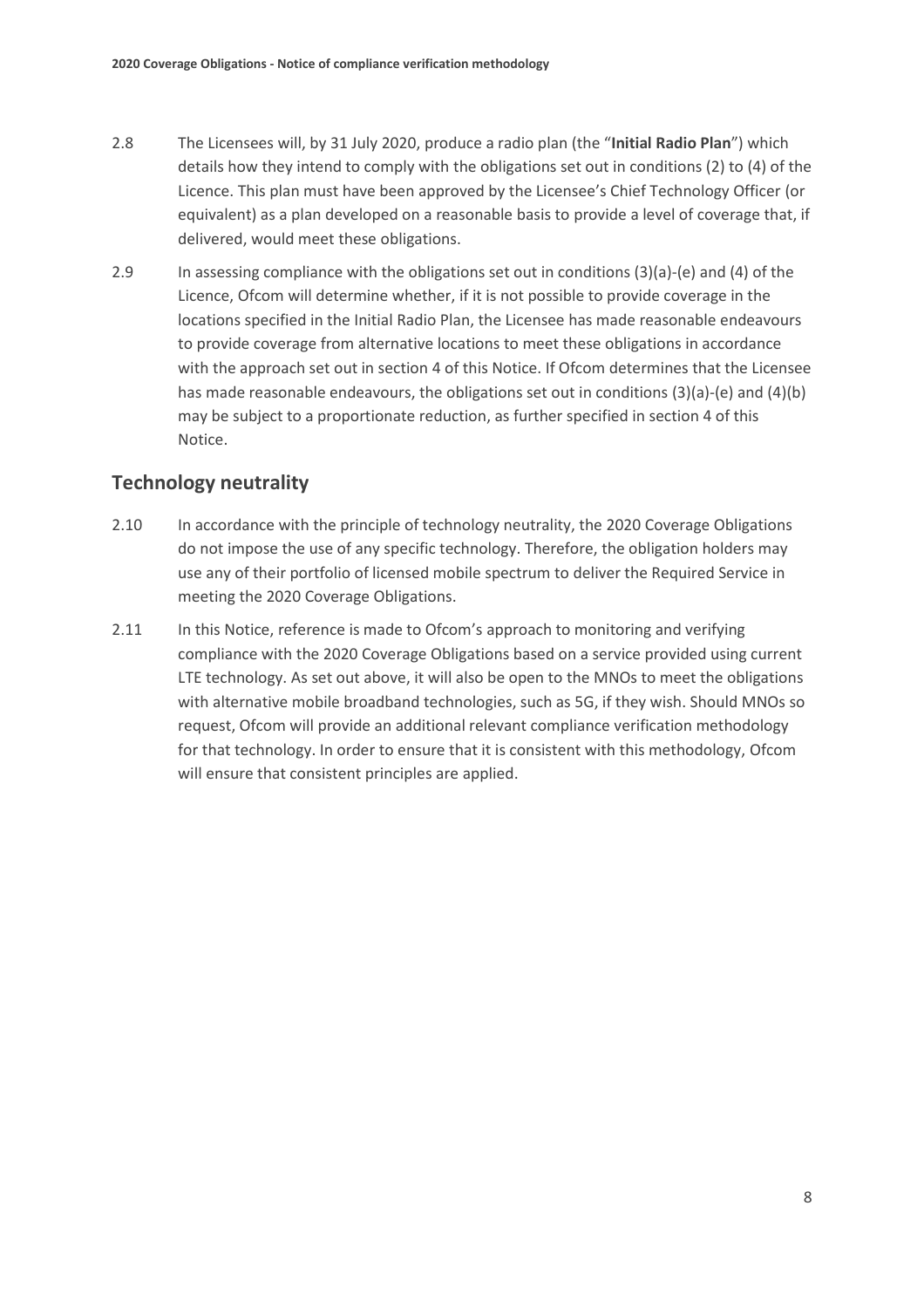2.8 The Licensees will, by 31 July 2020, produce a radio plan (the "**Initial Radio Plan**") which details how they intend to comply with the obligations set out in conditions (2) to (4) of the Licence. This plan must have been approved by the Licensee's Chief Technology Officer (or equivalent) as a plan developed on a reasonable basis to provide a level of coverage that, if delivered, would meet these obligations.

2.9 In assessing compliance with the obligations set out in conditions (3)(a)-(e) and (4) of the Licence, Ofcom will determine whether, if it is not possible to provide coverage in the locations specified in the Initial Radio Plan, the Licensee has made reasonable endeavours to provide coverage from alternative locations to meet these obligations in accordance with the approach set out in section 4 of this Notice. If Ofcom determines that the Licensee has made reasonable endeavours, the obligations set out in conditions (3)(a)-(e) and (4)(b) may be subject to a proportionate reduction, as further specified in section 4 of this Notice.

## Technology neutrality

2.10 In accordance with the principle of technology neutrality, the 2020 Coverage Obligations do not impose the use of any specific technology. Therefore, the obligation holders may use any of their portfolio of licensed mobile spectrum to deliver the Required Service in meeting the 2020 Coverage Obligations.

2.11 In this Notice, reference is made to Ofcom's approach to monitoring and verifying compliance with the 2020 Coverage Obligations based on a service provided using current LTE technology. As set out above, it will also be open to the MNOs to meet the obligations with alternative mobile broadband technologies, such as 5G, if they wish. Should MNOs so request, Ofcom will provide an additional relevant compliance verification methodology for that technology. In order to ensure that it is consistent with this methodology, Ofcom will ensure that consistent principles are applied.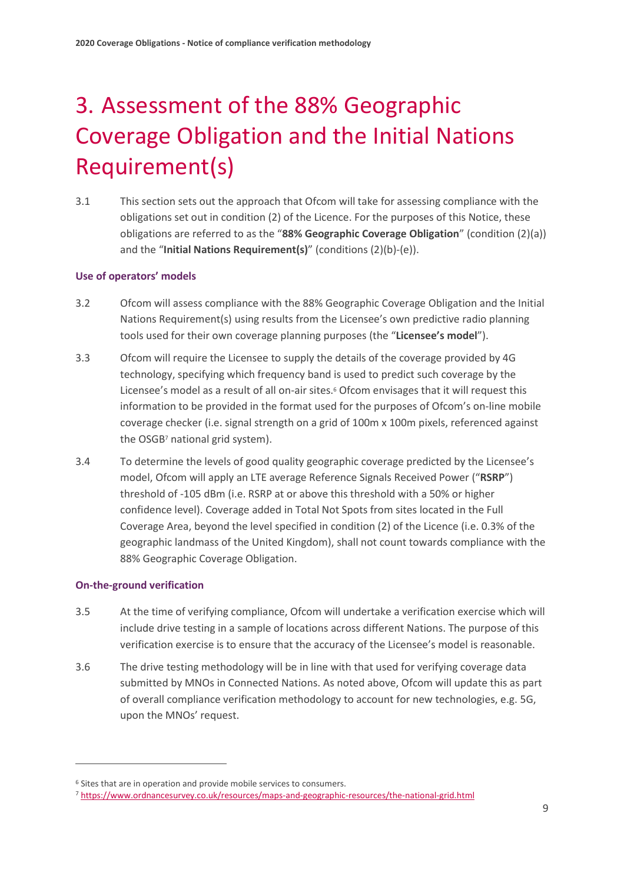# 3. Assessment of the 88% Geographic Coverage Obligation and the Initial Nations Requirement(s)

3.1 This section sets out the approach that Ofcom will take for assessing compliance with the obligations set out in condition (2) of the Licence. For the purposes of this Notice, these obligations are referred to as the "**88% Geographic Coverage Obligation**" (condition (2)(a)) and the "**Initial Nations Requirement(s)**" (conditions (2)(b)-(e)).

### Use of operators' models

3.2 Ofcom will assess compliance with the 88% Geographic Coverage Obligation and the Initial Nations Requirement(s) using results from the Licensee's own predictive radio planning tools used for their own coverage planning purposes (the "**Licensee's model**").

3.3 Ofcom will require the Licensee to supply the details of the coverage provided by 4G technology, specifying which frequency band is used to predict such coverage by the Licensee's model as a result of all on-air sites.[6] Ofcom envisages that it will request this information to be provided in the format used for the purposes of Ofcom's on-line mobile coverage checker (i.e. signal strength on a grid of 100m x 100m pixels, referenced against the OSGB[7] national grid system).

3.4 To determine the levels of good quality geographic coverage predicted by the Licensee's model, Ofcom will apply an LTE average Reference Signals Received Power ("**RSRP**") threshold of -105 dBm (i.e. RSRP at or above this threshold with a 50% or higher confidence level). Coverage added in Total Not Spots from sites located in the Full Coverage Area, beyond the level specified in condition (2) of the Licence (i.e. 0.3% of the geographic landmass of the United Kingdom), shall not count towards compliance with the 88% Geographic Coverage Obligation.

### On-the-ground verification

3.5 At the time of verifying compliance, Ofcom will undertake a verification exercise which will include drive testing in a sample of locations across different Nations. The purpose of this verification exercise is to ensure that the accuracy of the Licensee's model is reasonable.

3.6 The drive testing methodology will be in line with that used for verifying coverage data submitted by MNOs in Connected Nations. As noted above, Ofcom will update this as part of overall compliance verification methodology to account for new technologies, e.g. 5G, upon the MNOs' request.

---

[6] Sites that are in operation and provide mobile services to consumers.

[7] https://www.ordnancesurvey.co.uk/resources/maps-and-geographic-resources/the-national-grid.html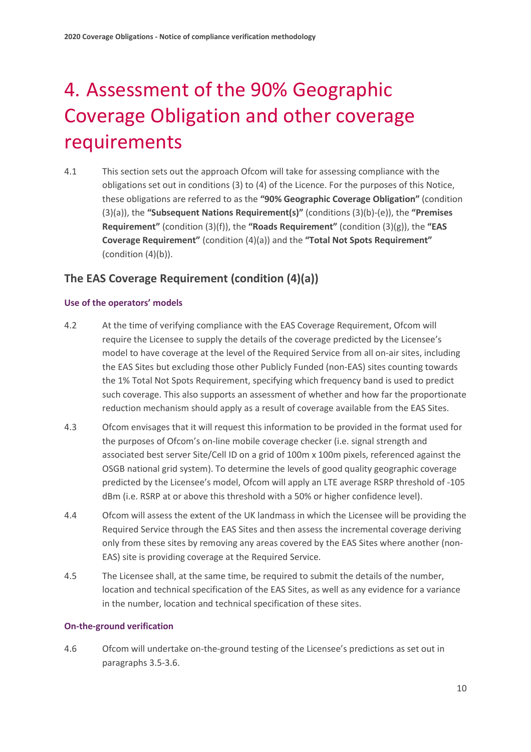# 4. Assessment of the 90% Geographic Coverage Obligation and other coverage requirements

4.1 This section sets out the approach Ofcom will take for assessing compliance with the obligations set out in conditions (3) to (4) of the Licence. For the purposes of this Notice, these obligations are referred to as the **"90% Geographic Coverage Obligation"** (condition (3)(a)), the **"Subsequent Nations Requirement(s)"** (conditions (3)(b)-(e)), the **"Premises Requirement"** (condition (3)(f)), the **"Roads Requirement"** (condition (3)(g)), the **"EAS Coverage Requirement"** (condition (4)(a)) and the **"Total Not Spots Requirement"** (condition (4)(b)).

## The EAS Coverage Requirement (condition (4)(a))

### Use of the operators' models

4.2 At the time of verifying compliance with the EAS Coverage Requirement, Ofcom will require the Licensee to supply the details of the coverage predicted by the Licensee's model to have coverage at the level of the Required Service from all on-air sites, including the EAS Sites but excluding those other Publicly Funded (non-EAS) sites counting towards the 1% Total Not Spots Requirement, specifying which frequency band is used to predict such coverage. This also supports an assessment of whether and how far the proportionate reduction mechanism should apply as a result of coverage available from the EAS Sites.

4.3 Ofcom envisages that it will request this information to be provided in the format used for the purposes of Ofcom's on-line mobile coverage checker (i.e. signal strength and associated best server Site/Cell ID on a grid of 100m x 100m pixels, referenced against the OSGB national grid system). To determine the levels of good quality geographic coverage predicted by the Licensee's model, Ofcom will apply an LTE average RSRP threshold of -105 dBm (i.e. RSRP at or above this threshold with a 50% or higher confidence level).

4.4 Ofcom will assess the extent of the UK landmass in which the Licensee will be providing the Required Service through the EAS Sites and then assess the incremental coverage deriving only from these sites by removing any areas covered by the EAS Sites where another (non-EAS) site is providing coverage at the Required Service.

4.5 The Licensee shall, at the same time, be required to submit the details of the number, location and technical specification of the EAS Sites, as well as any evidence for a variance in the number, location and technical specification of these sites.

### On-the-ground verification

4.6 Ofcom will undertake on-the-ground testing of the Licensee's predictions as set out in paragraphs 3.5-3.6.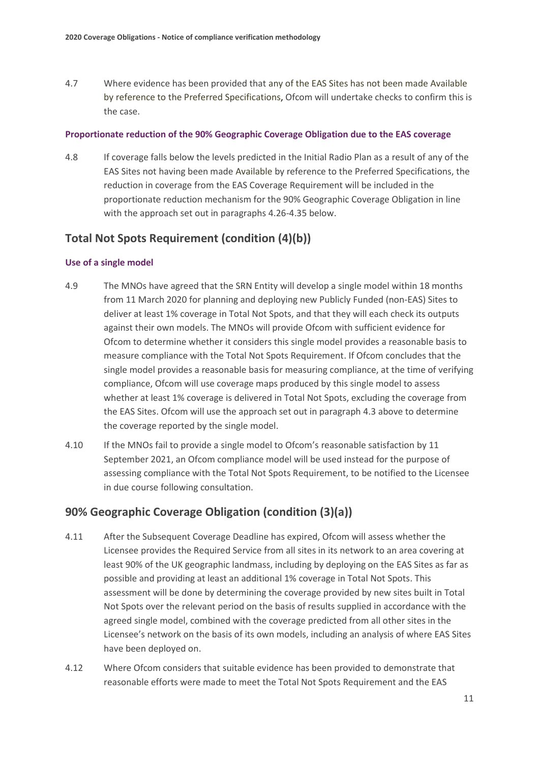4.7 Where evidence has been provided that any of the EAS Sites has not been made Available by reference to the Preferred Specifications, Ofcom will undertake checks to confirm this is the case.

### Proportionate reduction of the 90% Geographic Coverage Obligation due to the EAS coverage

4.8 If coverage falls below the levels predicted in the Initial Radio Plan as a result of any of the EAS Sites not having been made Available by reference to the Preferred Specifications, the reduction in coverage from the EAS Coverage Requirement will be included in the proportionate reduction mechanism for the 90% Geographic Coverage Obligation in line with the approach set out in paragraphs 4.26-4.35 below.

## Total Not Spots Requirement (condition (4)(b))

### Use of a single model

4.9 The MNOs have agreed that the SRN Entity will develop a single model within 18 months from 11 March 2020 for planning and deploying new Publicly Funded (non-EAS) Sites to deliver at least 1% coverage in Total Not Spots, and that they will each check its outputs against their own models. The MNOs will provide Ofcom with sufficient evidence for Ofcom to determine whether it considers this single model provides a reasonable basis to measure compliance with the Total Not Spots Requirement. If Ofcom concludes that the single model provides a reasonable basis for measuring compliance, at the time of verifying compliance, Ofcom will use coverage maps produced by this single model to assess whether at least 1% coverage is delivered in Total Not Spots, excluding the coverage from the EAS Sites. Ofcom will use the approach set out in paragraph 4.3 above to determine the coverage reported by the single model.

4.10 If the MNOs fail to provide a single model to Ofcom's reasonable satisfaction by 11 September 2021, an Ofcom compliance model will be used instead for the purpose of assessing compliance with the Total Not Spots Requirement, to be notified to the Licensee in due course following consultation.

## 90% Geographic Coverage Obligation (condition (3)(a))

4.11 After the Subsequent Coverage Deadline has expired, Ofcom will assess whether the Licensee provides the Required Service from all sites in its network to an area covering at least 90% of the UK geographic landmass, including by deploying on the EAS Sites as far as possible and providing at least an additional 1% coverage in Total Not Spots. This assessment will be done by determining the coverage provided by new sites built in Total Not Spots over the relevant period on the basis of results supplied in accordance with the agreed single model, combined with the coverage predicted from all other sites in the Licensee's network on the basis of its own models, including an analysis of where EAS Sites have been deployed on.

4.12 Where Ofcom considers that suitable evidence has been provided to demonstrate that reasonable efforts were made to meet the Total Not Spots Requirement and the EAS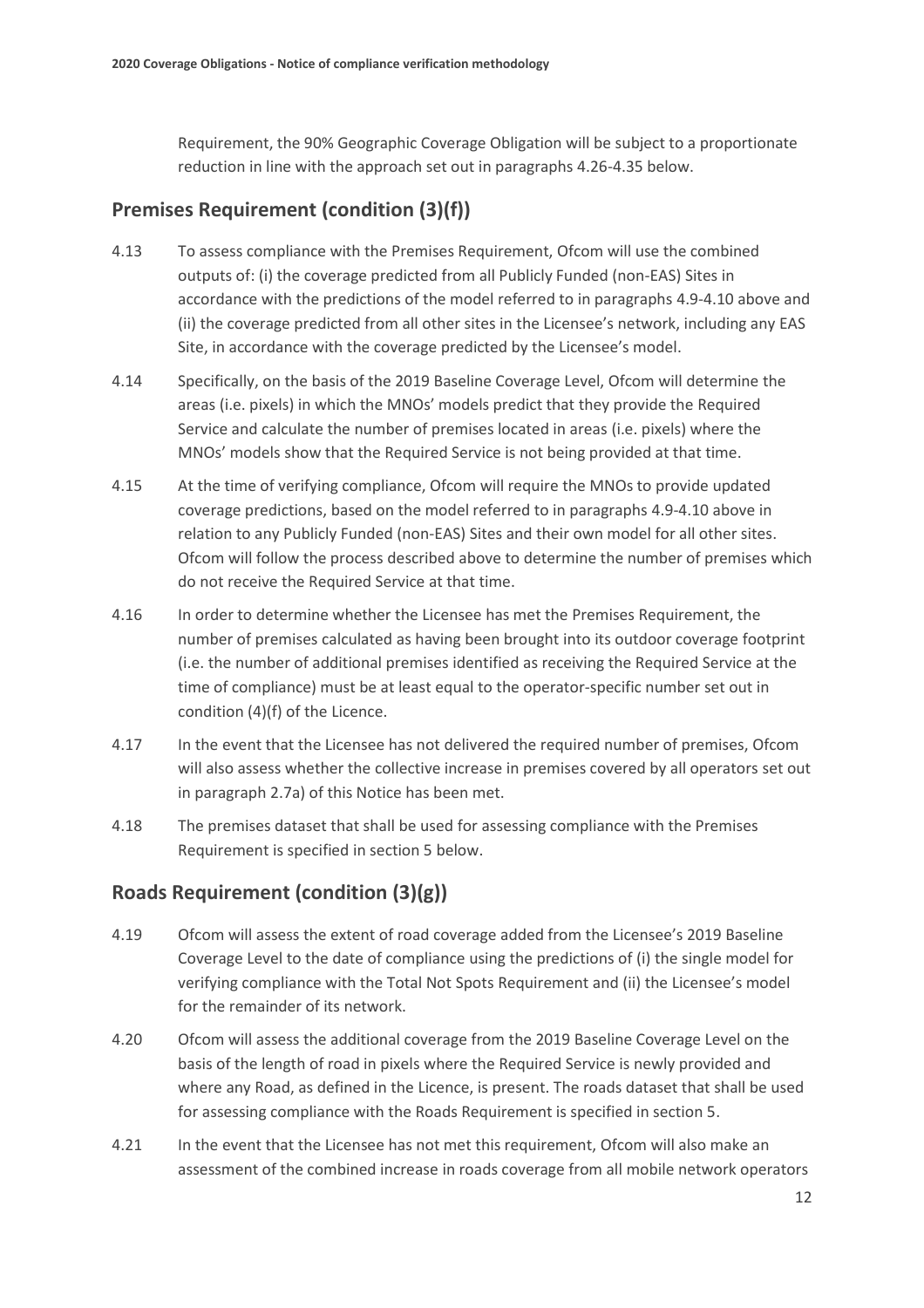Requirement, the 90% Geographic Coverage Obligation will be subject to a proportionate reduction in line with the approach set out in paragraphs 4.26-4.35 below.

## Premises Requirement (condition (3)(f))

4.13 To assess compliance with the Premises Requirement, Ofcom will use the combined outputs of: (i) the coverage predicted from all Publicly Funded (non-EAS) Sites in accordance with the predictions of the model referred to in paragraphs 4.9-4.10 above and (ii) the coverage predicted from all other sites in the Licensee's network, including any EAS Site, in accordance with the coverage predicted by the Licensee's model.

4.14 Specifically, on the basis of the 2019 Baseline Coverage Level, Ofcom will determine the areas (i.e. pixels) in which the MNOs' models predict that they provide the Required Service and calculate the number of premises located in areas (i.e. pixels) where the MNOs' models show that the Required Service is not being provided at that time.

4.15 At the time of verifying compliance, Ofcom will require the MNOs to provide updated coverage predictions, based on the model referred to in paragraphs 4.9-4.10 above in relation to any Publicly Funded (non-EAS) Sites and their own model for all other sites. Ofcom will follow the process described above to determine the number of premises which do not receive the Required Service at that time.

4.16 In order to determine whether the Licensee has met the Premises Requirement, the number of premises calculated as having been brought into its outdoor coverage footprint (i.e. the number of additional premises identified as receiving the Required Service at the time of compliance) must be at least equal to the operator-specific number set out in condition (4)(f) of the Licence.

4.17 In the event that the Licensee has not delivered the required number of premises, Ofcom will also assess whether the collective increase in premises covered by all operators set out in paragraph 2.7a) of this Notice has been met.

4.18 The premises dataset that shall be used for assessing compliance with the Premises Requirement is specified in section 5 below.

## Roads Requirement (condition (3)(g))

4.19 Ofcom will assess the extent of road coverage added from the Licensee's 2019 Baseline Coverage Level to the date of compliance using the predictions of (i) the single model for verifying compliance with the Total Not Spots Requirement and (ii) the Licensee's model for the remainder of its network.

4.20 Ofcom will assess the additional coverage from the 2019 Baseline Coverage Level on the basis of the length of road in pixels where the Required Service is newly provided and where any Road, as defined in the Licence, is present. The roads dataset that shall be used for assessing compliance with the Roads Requirement is specified in section 5.

4.21 In the event that the Licensee has not met this requirement, Ofcom will also make an assessment of the combined increase in roads coverage from all mobile network operators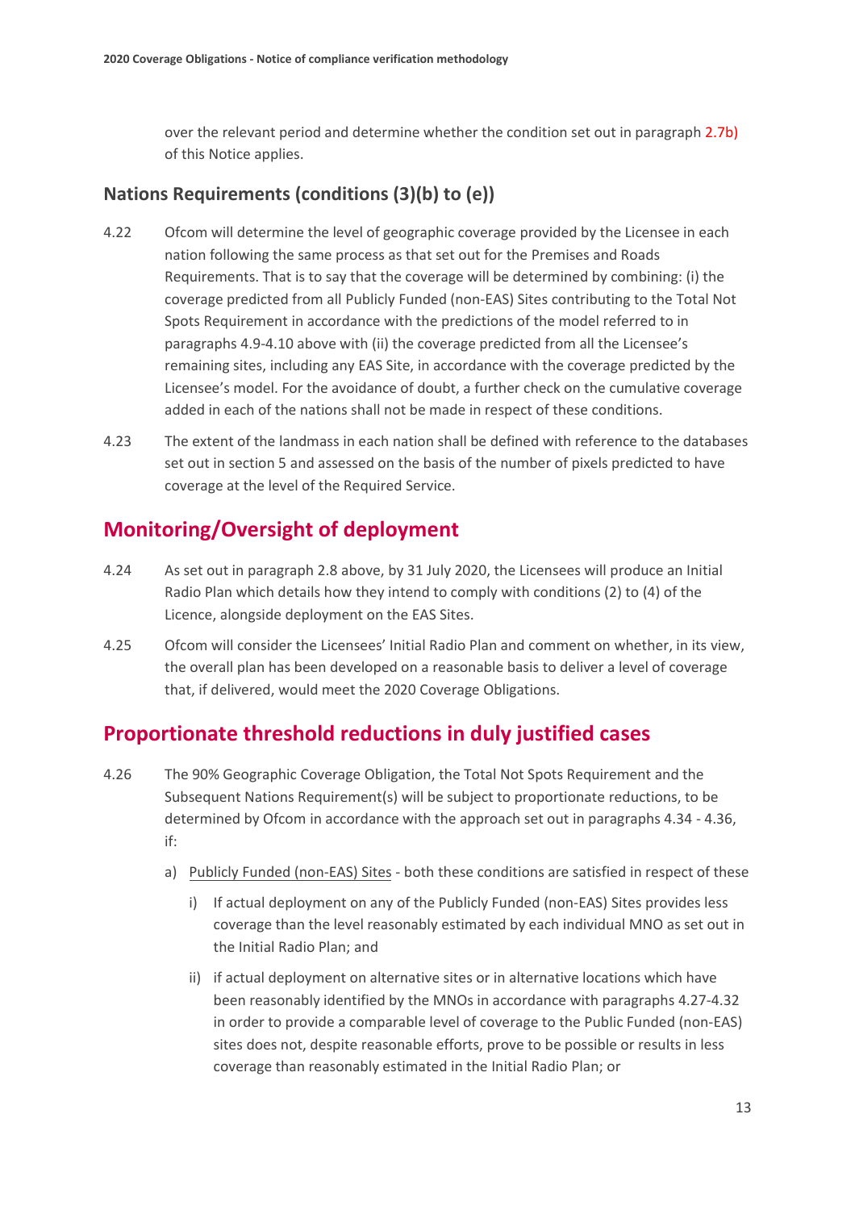over the relevant period and determine whether the condition set out in paragraph 2.7b) of this Notice applies.

### Nations Requirements (conditions (3)(b) to (e))

4.22 Ofcom will determine the level of geographic coverage provided by the Licensee in each nation following the same process as that set out for the Premises and Roads Requirements. That is to say that the coverage will be determined by combining: (i) the coverage predicted from all Publicly Funded (non-EAS) Sites contributing to the Total Not Spots Requirement in accordance with the predictions of the model referred to in paragraphs 4.9-4.10 above with (ii) the coverage predicted from all the Licensee's remaining sites, including any EAS Site, in accordance with the coverage predicted by the Licensee's model. For the avoidance of doubt, a further check on the cumulative coverage added in each of the nations shall not be made in respect of these conditions.

4.23 The extent of the landmass in each nation shall be defined with reference to the databases set out in section 5 and assessed on the basis of the number of pixels predicted to have coverage at the level of the Required Service.

## Monitoring/Oversight of deployment

4.24 As set out in paragraph 2.8 above, by 31 July 2020, the Licensees will produce an Initial Radio Plan which details how they intend to comply with conditions (2) to (4) of the Licence, alongside deployment on the EAS Sites.

4.25 Ofcom will consider the Licensees' Initial Radio Plan and comment on whether, in its view, the overall plan has been developed on a reasonable basis to deliver a level of coverage that, if delivered, would meet the 2020 Coverage Obligations.

## Proportionate threshold reductions in duly justified cases

4.26 The 90% Geographic Coverage Obligation, the Total Not Spots Requirement and the Subsequent Nations Requirement(s) will be subject to proportionate reductions, to be determined by Ofcom in accordance with the approach set out in paragraphs 4.34 - 4.36, if:

a) Publicly Funded (non-EAS) Sites - both these conditions are satisfied in respect of these

   i) If actual deployment on any of the Publicly Funded (non-EAS) Sites provides less coverage than the level reasonably estimated by each individual MNO as set out in the Initial Radio Plan; and

   ii) if actual deployment on alternative sites or in alternative locations which have been reasonably identified by the MNOs in accordance with paragraphs 4.27-4.32 in order to provide a comparable level of coverage to the Public Funded (non-EAS) sites does not, despite reasonable efforts, prove to be possible or results in less coverage than reasonably estimated in the Initial Radio Plan; or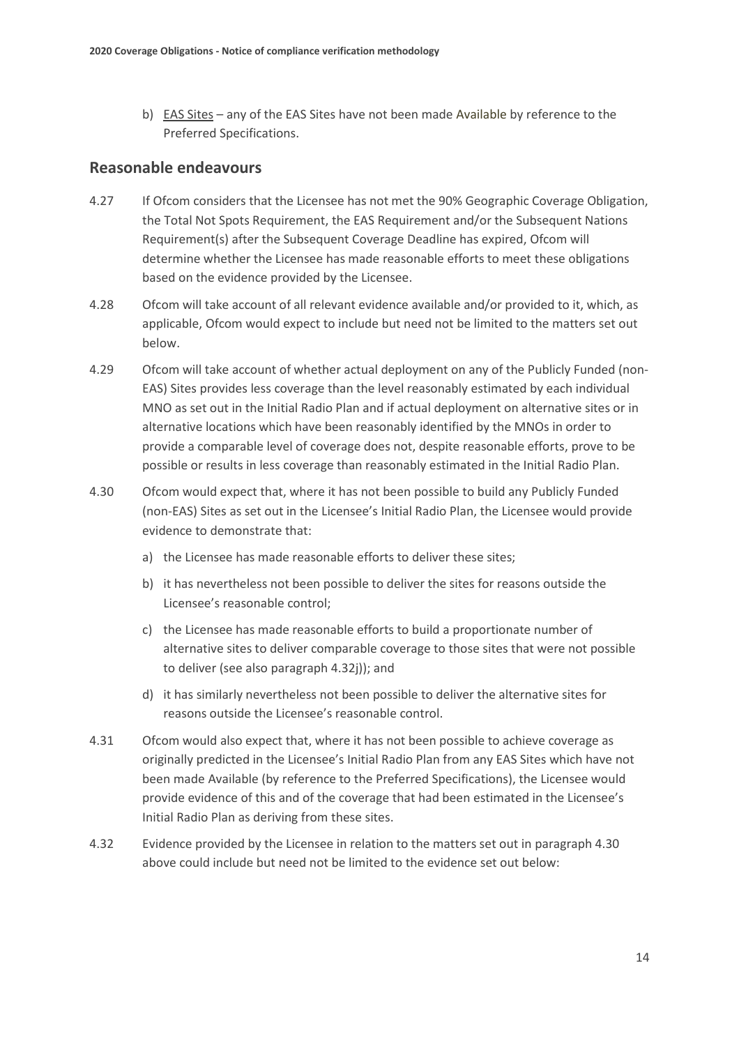b) EAS Sites – any of the EAS Sites have not been made Available by reference to the Preferred Specifications.

## Reasonable endeavours

4.27 If Ofcom considers that the Licensee has not met the 90% Geographic Coverage Obligation, the Total Not Spots Requirement, the EAS Requirement and/or the Subsequent Nations Requirement(s) after the Subsequent Coverage Deadline has expired, Ofcom will determine whether the Licensee has made reasonable efforts to meet these obligations based on the evidence provided by the Licensee.

4.28 Ofcom will take account of all relevant evidence available and/or provided to it, which, as applicable, Ofcom would expect to include but need not be limited to the matters set out below.

4.29 Ofcom will take account of whether actual deployment on any of the Publicly Funded (non-EAS) Sites provides less coverage than the level reasonably estimated by each individual MNO as set out in the Initial Radio Plan and if actual deployment on alternative sites or in alternative locations which have been reasonably identified by the MNOs in order to provide a comparable level of coverage does not, despite reasonable efforts, prove to be possible or results in less coverage than reasonably estimated in the Initial Radio Plan.

4.30 Ofcom would expect that, where it has not been possible to build any Publicly Funded (non-EAS) Sites as set out in the Licensee's Initial Radio Plan, the Licensee would provide evidence to demonstrate that:

a) the Licensee has made reasonable efforts to deliver these sites;

b) it has nevertheless not been possible to deliver the sites for reasons outside the Licensee's reasonable control;

c) the Licensee has made reasonable efforts to build a proportionate number of alternative sites to deliver comparable coverage to those sites that were not possible to deliver (see also paragraph 4.32j)); and

d) it has similarly nevertheless not been possible to deliver the alternative sites for reasons outside the Licensee's reasonable control.

4.31 Ofcom would also expect that, where it has not been possible to achieve coverage as originally predicted in the Licensee's Initial Radio Plan from any EAS Sites which have not been made Available (by reference to the Preferred Specifications), the Licensee would provide evidence of this and of the coverage that had been estimated in the Licensee's Initial Radio Plan as deriving from these sites.

4.32 Evidence provided by the Licensee in relation to the matters set out in paragraph 4.30 above could include but need not be limited to the evidence set out below: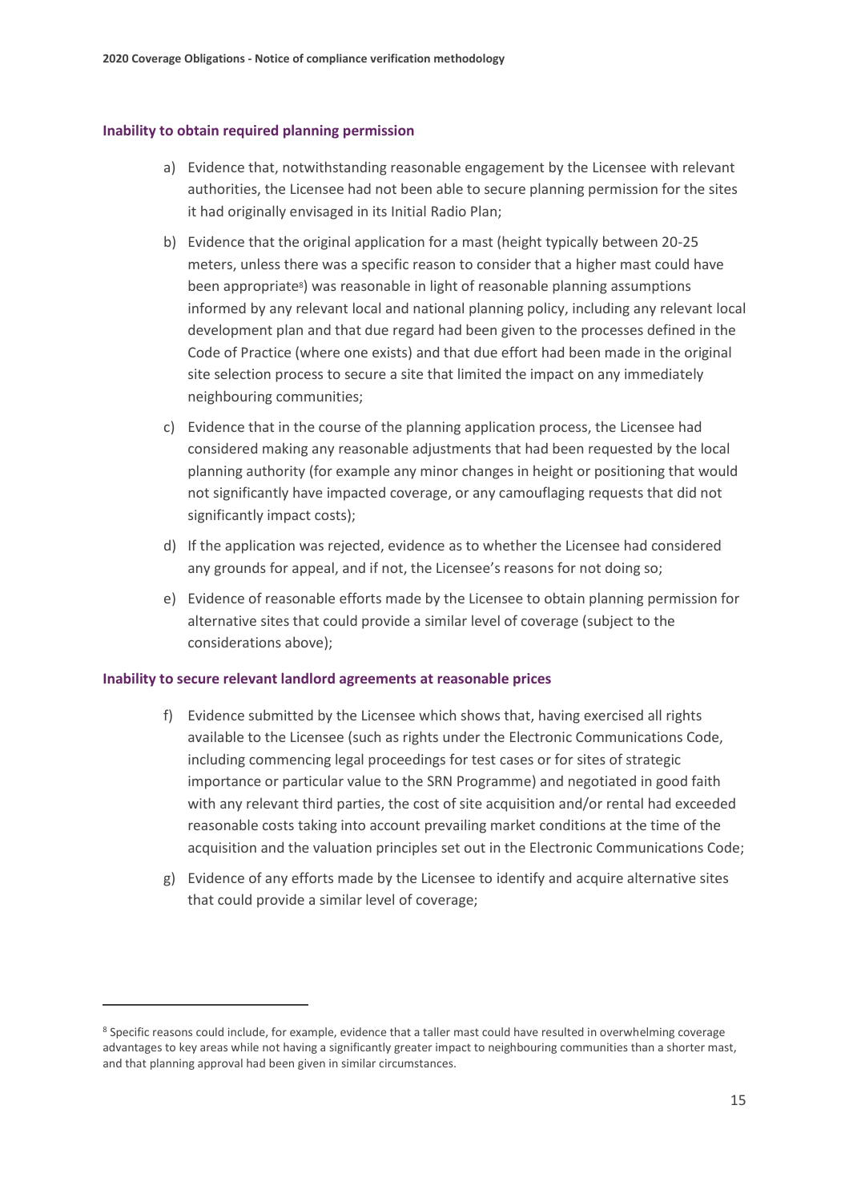### Inability to obtain required planning permission

a) Evidence that, notwithstanding reasonable engagement by the Licensee with relevant authorities, the Licensee had not been able to secure planning permission for the sites it had originally envisaged in its Initial Radio Plan;

b) Evidence that the original application for a mast (height typically between 20-25 meters, unless there was a specific reason to consider that a higher mast could have been appropriate[8]) was reasonable in light of reasonable planning assumptions informed by any relevant local and national planning policy, including any relevant local development plan and that due regard had been given to the processes defined in the Code of Practice (where one exists) and that due effort had been made in the original site selection process to secure a site that limited the impact on any immediately neighbouring communities;

c) Evidence that in the course of the planning application process, the Licensee had considered making any reasonable adjustments that had been requested by the local planning authority (for example any minor changes in height or positioning that would not significantly have impacted coverage, or any camouflaging requests that did not significantly impact costs);

d) If the application was rejected, evidence as to whether the Licensee had considered any grounds for appeal, and if not, the Licensee's reasons for not doing so;

e) Evidence of reasonable efforts made by the Licensee to obtain planning permission for alternative sites that could provide a similar level of coverage (subject to the considerations above);

### Inability to secure relevant landlord agreements at reasonable prices

f) Evidence submitted by the Licensee which shows that, having exercised all rights available to the Licensee (such as rights under the Electronic Communications Code, including commencing legal proceedings for test cases or for sites of strategic importance or particular value to the SRN Programme) and negotiated in good faith with any relevant third parties, the cost of site acquisition and/or rental had exceeded reasonable costs taking into account prevailing market conditions at the time of the acquisition and the valuation principles set out in the Electronic Communications Code;

g) Evidence of any efforts made by the Licensee to identify and acquire alternative sites that could provide a similar level of coverage;

---

[8] Specific reasons could include, for example, evidence that a taller mast could have resulted in overwhelming coverage advantages to key areas while not having a significantly greater impact to neighbouring communities than a shorter mast, and that planning approval had been given in similar circumstances.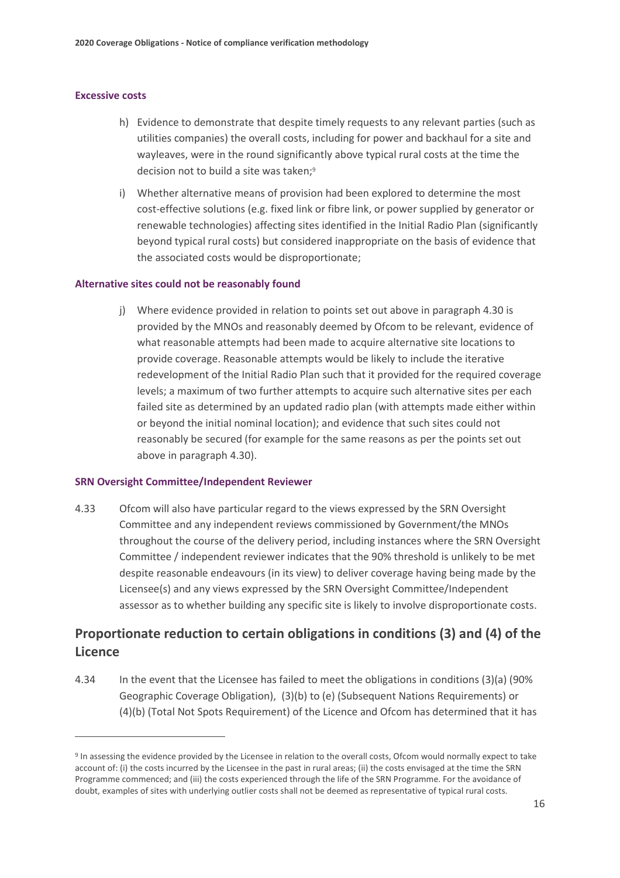### Excessive costs

h) Evidence to demonstrate that despite timely requests to any relevant parties (such as utilities companies) the overall costs, including for power and backhaul for a site and wayleaves, were in the round significantly above typical rural costs at the time the decision not to build a site was taken;[9]

i) Whether alternative means of provision had been explored to determine the most cost-effective solutions (e.g. fixed link or fibre link, or power supplied by generator or renewable technologies) affecting sites identified in the Initial Radio Plan (significantly beyond typical rural costs) but considered inappropriate on the basis of evidence that the associated costs would be disproportionate;

### Alternative sites could not be reasonably found

j) Where evidence provided in relation to points set out above in paragraph 4.30 is provided by the MNOs and reasonably deemed by Ofcom to be relevant, evidence of what reasonable attempts had been made to acquire alternative site locations to provide coverage. Reasonable attempts would be likely to include the iterative redevelopment of the Initial Radio Plan such that it provided for the required coverage levels; a maximum of two further attempts to acquire such alternative sites per each failed site as determined by an updated radio plan (with attempts made either within or beyond the initial nominal location); and evidence that such sites could not reasonably be secured (for example for the same reasons as per the points set out above in paragraph 4.30).

### SRN Oversight Committee/Independent Reviewer

4.33 Ofcom will also have particular regard to the views expressed by the SRN Oversight Committee and any independent reviews commissioned by Government/the MNOs throughout the course of the delivery period, including instances where the SRN Oversight Committee / independent reviewer indicates that the 90% threshold is unlikely to be met despite reasonable endeavours (in its view) to deliver coverage having being made by the Licensee(s) and any views expressed by the SRN Oversight Committee/Independent assessor as to whether building any specific site is likely to involve disproportionate costs.

## Proportionate reduction to certain obligations in conditions (3) and (4) of the Licence

4.34 In the event that the Licensee has failed to meet the obligations in conditions (3)(a) (90% Geographic Coverage Obligation), (3)(b) to (e) (Subsequent Nations Requirements) or (4)(b) (Total Not Spots Requirement) of the Licence and Ofcom has determined that it has

---

[9] In assessing the evidence provided by the Licensee in relation to the overall costs, Ofcom would normally expect to take account of: (i) the costs incurred by the Licensee in the past in rural areas; (ii) the costs envisaged at the time the SRN Programme commenced; and (iii) the costs experienced through the life of the SRN Programme. For the avoidance of doubt, examples of sites with underlying outlier costs shall not be deemed as representative of typical rural costs.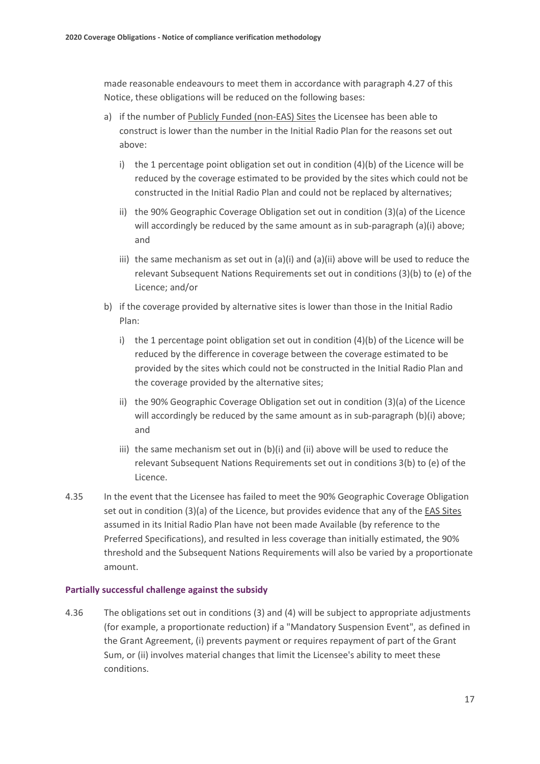made reasonable endeavours to meet them in accordance with paragraph 4.27 of this Notice, these obligations will be reduced on the following bases:

a) if the number of Publicly Funded (non-EAS) Sites the Licensee has been able to construct is lower than the number in the Initial Radio Plan for the reasons set out above:

   i) the 1 percentage point obligation set out in condition (4)(b) of the Licence will be reduced by the coverage estimated to be provided by the sites which could not be constructed in the Initial Radio Plan and could not be replaced by alternatives;

   ii) the 90% Geographic Coverage Obligation set out in condition (3)(a) of the Licence will accordingly be reduced by the same amount as in sub-paragraph (a)(i) above; and

   iii) the same mechanism as set out in (a)(i) and (a)(ii) above will be used to reduce the relevant Subsequent Nations Requirements set out in conditions (3)(b) to (e) of the Licence; and/or

b) if the coverage provided by alternative sites is lower than those in the Initial Radio Plan:

   i) the 1 percentage point obligation set out in condition (4)(b) of the Licence will be reduced by the difference in coverage between the coverage estimated to be provided by the sites which could not be constructed in the Initial Radio Plan and the coverage provided by the alternative sites;

   ii) the 90% Geographic Coverage Obligation set out in condition (3)(a) of the Licence will accordingly be reduced by the same amount as in sub-paragraph (b)(i) above; and

   iii) the same mechanism set out in (b)(i) and (ii) above will be used to reduce the relevant Subsequent Nations Requirements set out in conditions 3(b) to (e) of the Licence.

4.35 In the event that the Licensee has failed to meet the 90% Geographic Coverage Obligation set out in condition (3)(a) of the Licence, but provides evidence that any of the EAS Sites assumed in its Initial Radio Plan have not been made Available (by reference to the Preferred Specifications), and resulted in less coverage than initially estimated, the 90% threshold and the Subsequent Nations Requirements will also be varied by a proportionate amount.

### Partially successful challenge against the subsidy

4.36 The obligations set out in conditions (3) and (4) will be subject to appropriate adjustments (for example, a proportionate reduction) if a "Mandatory Suspension Event", as defined in the Grant Agreement, (i) prevents payment or requires repayment of part of the Grant Sum, or (ii) involves material changes that limit the Licensee's ability to meet these conditions.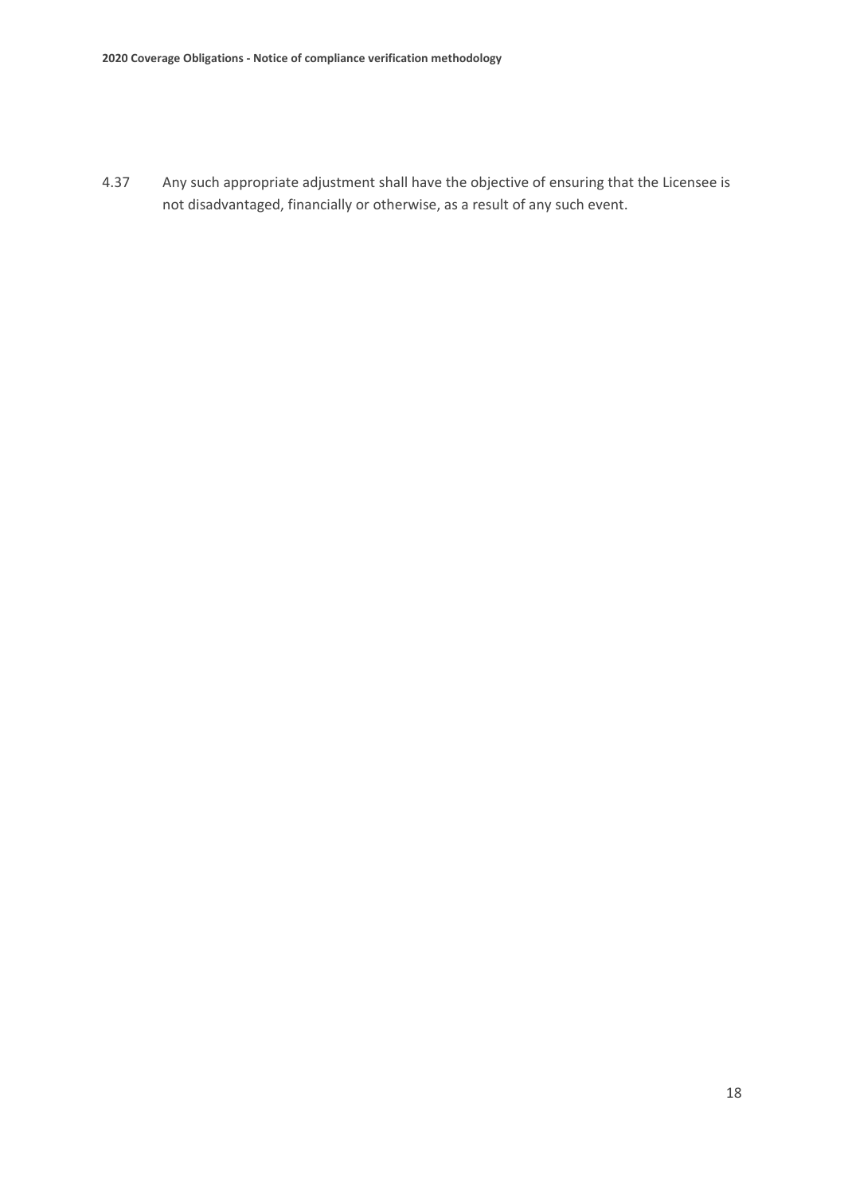4.37 Any such appropriate adjustment shall have the objective of ensuring that the Licensee is not disadvantaged, financially or otherwise, as a result of any such event.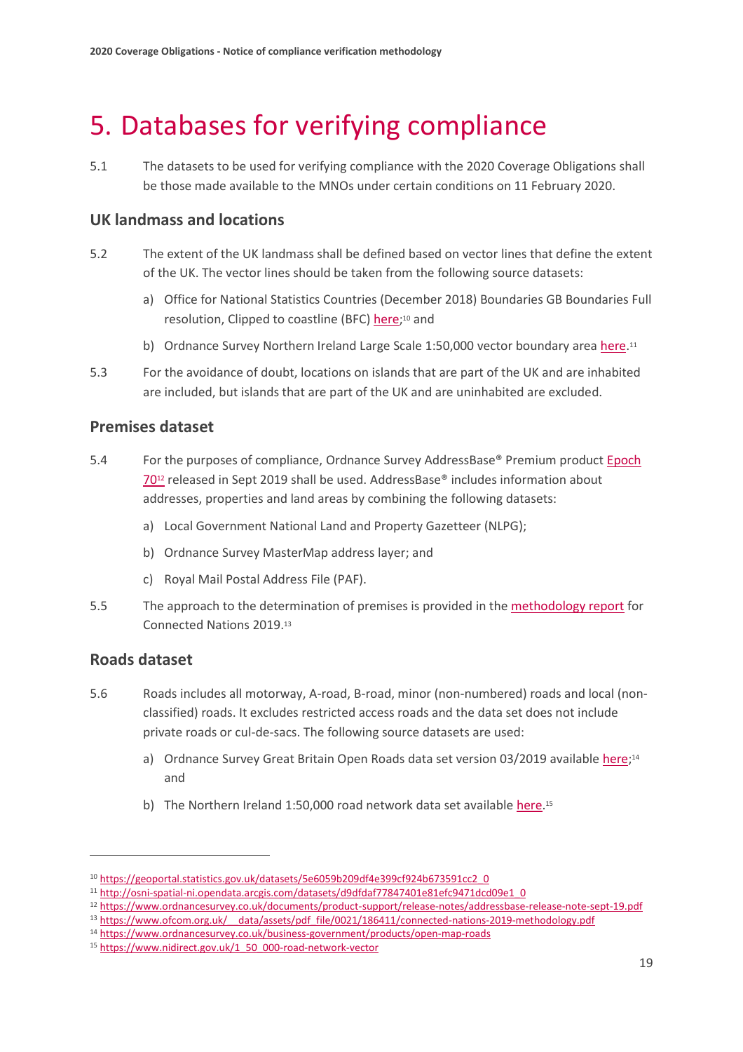# 5. Databases for verifying compliance

5.1 The datasets to be used for verifying compliance with the 2020 Coverage Obligations shall be those made available to the MNOs under certain conditions on 11 February 2020.

## UK landmass and locations

5.2 The extent of the UK landmass shall be defined based on vector lines that define the extent of the UK. The vector lines should be taken from the following source datasets:

a) Office for National Statistics Countries (December 2018) Boundaries GB Boundaries Full resolution, Clipped to coastline (BFC) here;[10] and

b) Ordnance Survey Northern Ireland Large Scale 1:50,000 vector boundary area here.[11]

5.3 For the avoidance of doubt, locations on islands that are part of the UK and are inhabited are included, but islands that are part of the UK and are uninhabited are excluded.

## Premises dataset

5.4 For the purposes of compliance, Ordnance Survey AddressBase® Premium product Epoch 70[12] released in Sept 2019 shall be used. AddressBase® includes information about addresses, properties and land areas by combining the following datasets:

a) Local Government National Land and Property Gazetteer (NLPG);

b) Ordnance Survey MasterMap address layer; and

c) Royal Mail Postal Address File (PAF).

5.5 The approach to the determination of premises is provided in the methodology report for Connected Nations 2019.[13]

## Roads dataset

5.6 Roads includes all motorway, A-road, B-road, minor (non-numbered) roads and local (non-classified) roads. It excludes restricted access roads and the data set does not include private roads or cul-de-sacs. The following source datasets are used:

a) Ordnance Survey Great Britain Open Roads data set version 03/2019 available here;[14] and

b) The Northern Ireland 1:50,000 road network data set available here.[15]

---

[10] https://geoportal.statistics.gov.uk/datasets/5e6059b209df4e399cf924b673591cc2_0

[11] http://osni-spatial-ni.opendata.arcgis.com/datasets/d9dfdaf77847401e81efc9471dcd09e1_0

[12] https://www.ordnancesurvey.co.uk/documents/product-support/release-notes/addressbase-release-note-sept-19.pdf

[13] https://www.ofcom.org.uk/__data/assets/pdf_file/0021/186411/connected-nations-2019-methodology.pdf

[14] https://www.ordnancesurvey.co.uk/business-government/products/open-map-roads

[15] https://www.nidirect.gov.uk/1_50_000-road-network-vector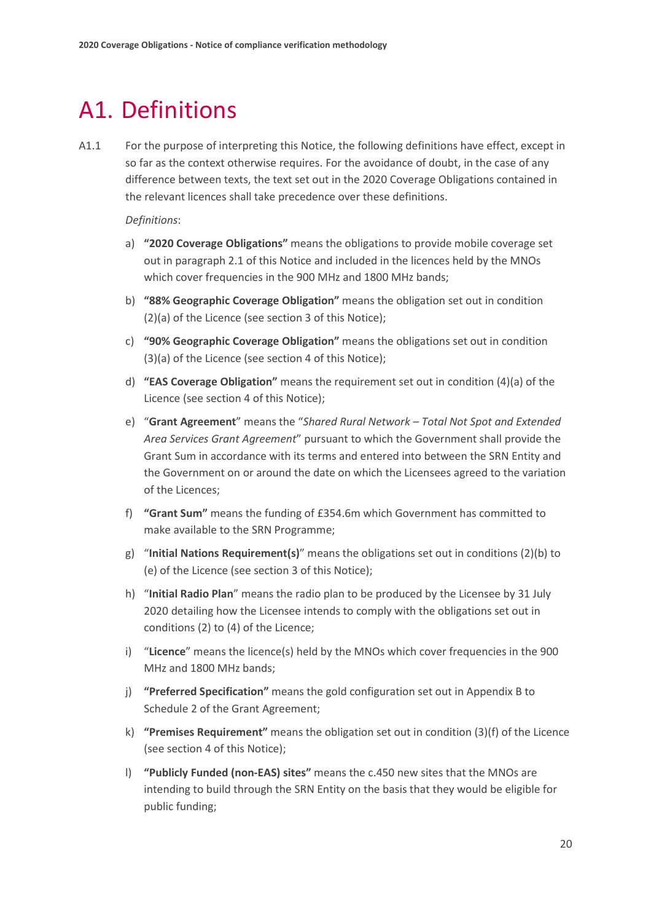# A1. Definitions

A1.1 For the purpose of interpreting this Notice, the following definitions have effect, except in so far as the context otherwise requires. For the avoidance of doubt, in the case of any difference between texts, the text set out in the 2020 Coverage Obligations contained in the relevant licences shall take precedence over these definitions.

*Definitions*:

a) **"2020 Coverage Obligations"** means the obligations to provide mobile coverage set out in paragraph 2.1 of this Notice and included in the licences held by the MNOs which cover frequencies in the 900 MHz and 1800 MHz bands;

b) **"88% Geographic Coverage Obligation"** means the obligation set out in condition (2)(a) of the Licence (see section 3 of this Notice);

c) **"90% Geographic Coverage Obligation"** means the obligations set out in condition (3)(a) of the Licence (see section 4 of this Notice);

d) **"EAS Coverage Obligation"** means the requirement set out in condition (4)(a) of the Licence (see section 4 of this Notice);

e) "**Grant Agreement**" means the "*Shared Rural Network – Total Not Spot and Extended Area Services Grant Agreement*" pursuant to which the Government shall provide the Grant Sum in accordance with its terms and entered into between the SRN Entity and the Government on or around the date on which the Licensees agreed to the variation of the Licences;

f) **"Grant Sum"** means the funding of £354.6m which Government has committed to make available to the SRN Programme;

g) "**Initial Nations Requirement(s)**" means the obligations set out in conditions (2)(b) to (e) of the Licence (see section 3 of this Notice);

h) "**Initial Radio Plan**" means the radio plan to be produced by the Licensee by 31 July 2020 detailing how the Licensee intends to comply with the obligations set out in conditions (2) to (4) of the Licence;

i) "**Licence**" means the licence(s) held by the MNOs which cover frequencies in the 900 MHz and 1800 MHz bands;

j) **"Preferred Specification"** means the gold configuration set out in Appendix B to Schedule 2 of the Grant Agreement;

k) **"Premises Requirement"** means the obligation set out in condition (3)(f) of the Licence (see section 4 of this Notice);

l) **"Publicly Funded (non-EAS) sites"** means the c.450 new sites that the MNOs are intending to build through the SRN Entity on the basis that they would be eligible for public funding;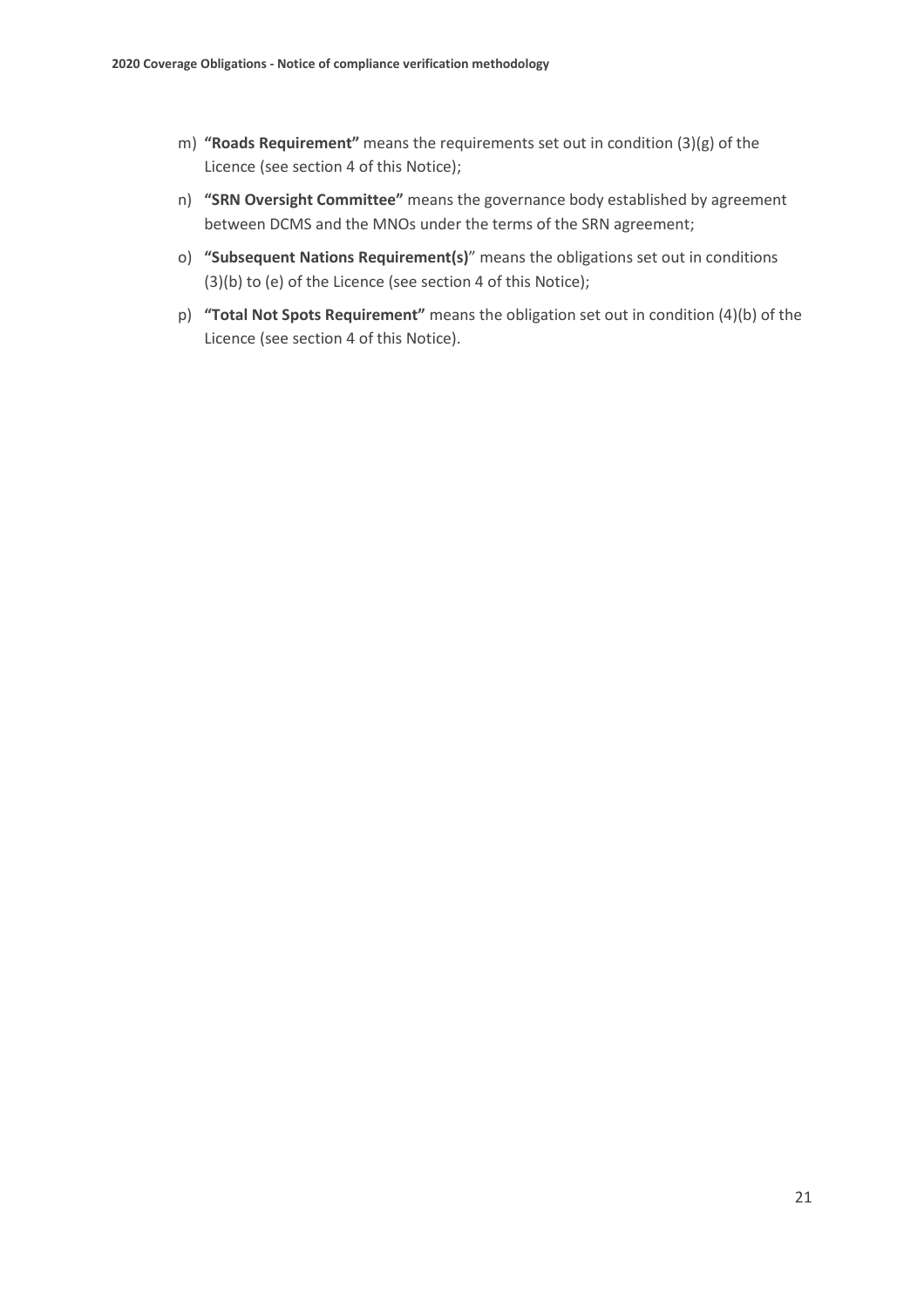m) **"Roads Requirement"** means the requirements set out in condition (3)(g) of the Licence (see section 4 of this Notice);

n) **"SRN Oversight Committee"** means the governance body established by agreement between DCMS and the MNOs under the terms of the SRN agreement;

o) **"Subsequent Nations Requirement(s)**" means the obligations set out in conditions (3)(b) to (e) of the Licence (see section 4 of this Notice);

p) **"Total Not Spots Requirement"** means the obligation set out in condition (4)(b) of the Licence (see section 4 of this Notice).